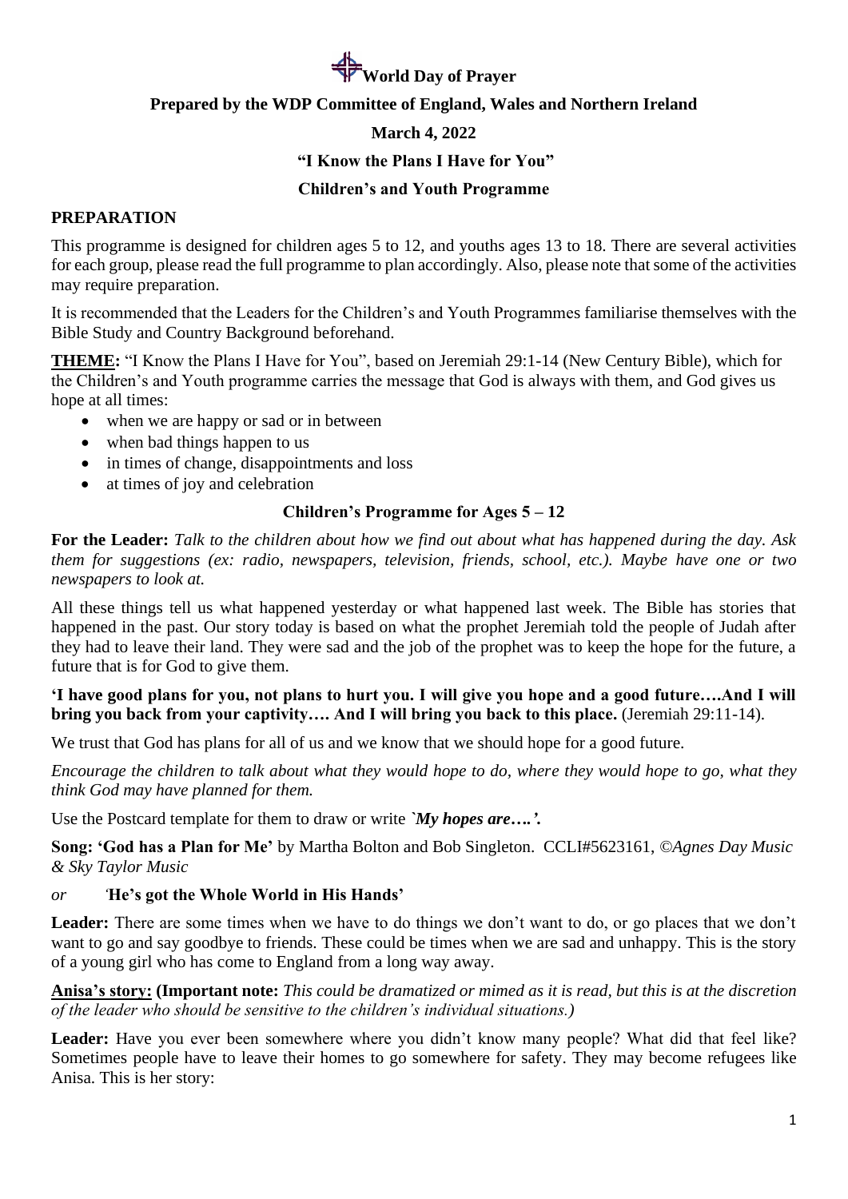# World Day of Prayer

**Prepared by the WDP Committee of England, Wales and Northern Ireland**

**March 4, 2022**

**"I Know the Plans I Have for You"**

**Children's and Youth Programme**

## PREPARATION

This programme is designed for children ages 5 to 12, and youths ages 13 to 18. There are several activities for each group, please read the full programme to plan accordingly. Also, please note that some of the activities may require preparation.

It is recommended that the Leaders for the Children's and Youth Programmes familiarise themselves with the Bible Study and Country Background beforehand.

**THEME:** "I Know the Plans I Have for You", based on Jeremiah 29:1-14 (New Century Bible), which for the Children's and Youth programme carries the message that God is always with them, and God gives us hope at all times:

- when we are happy or sad or in between
- when bad things happen to us
- in times of change, disappointments and loss
- at times of joy and celebration

### Children's Programme for Ages 5 – 12

**For the Leader:** *Talk to the children about how we find out about what has happened during the day. Ask them for suggestions (ex: radio, newspapers, television, friends, school, etc.). Maybe have one or two newspapers to look at.*

All these things tell us what happened yesterday or what happened last week. The Bible has stories that happened in the past. Our story today is based on what the prophet Jeremiah told the people of Judah after they had to leave their land. They were sad and the job of the prophet was to keep the hope for the future, a future that is for God to give them.

**'I have good plans for you, not plans to hurt you. I will give you hope and a good future….And I will bring you back from your captivity…. And I will bring you back to this place.** (Jeremiah 29:11-14).

We trust that God has plans for all of us and we know that we should hope for a good future.

*Encourage the children to talk about what they would hope to do, where they would hope to go, what they think God may have planned for them.*

Use the Postcard template for them to draw or write ***`My hopes are….'.***

**Song: 'God has a Plan for Me'** by Martha Bolton and Bob Singleton. CCLI#5623161, *©Agnes Day Music & Sky Taylor Music*

*or* **'He's got the Whole World in His Hands'**

**Leader:** There are some times when we have to do things we don't want to do, or go places that we don't want to go and say goodbye to friends. These could be times when we are sad and unhappy. This is the story of a young girl who has come to England from a long way away.

**Anisa's story: (Important note:** *This could be dramatized or mimed as it is read, but this is at the discretion of the leader who should be sensitive to the children's individual situations.)*

**Leader:** Have you ever been somewhere where you didn't know many people? What did that feel like? Sometimes people have to leave their homes to go somewhere for safety. They may become refugees like Anisa. This is her story: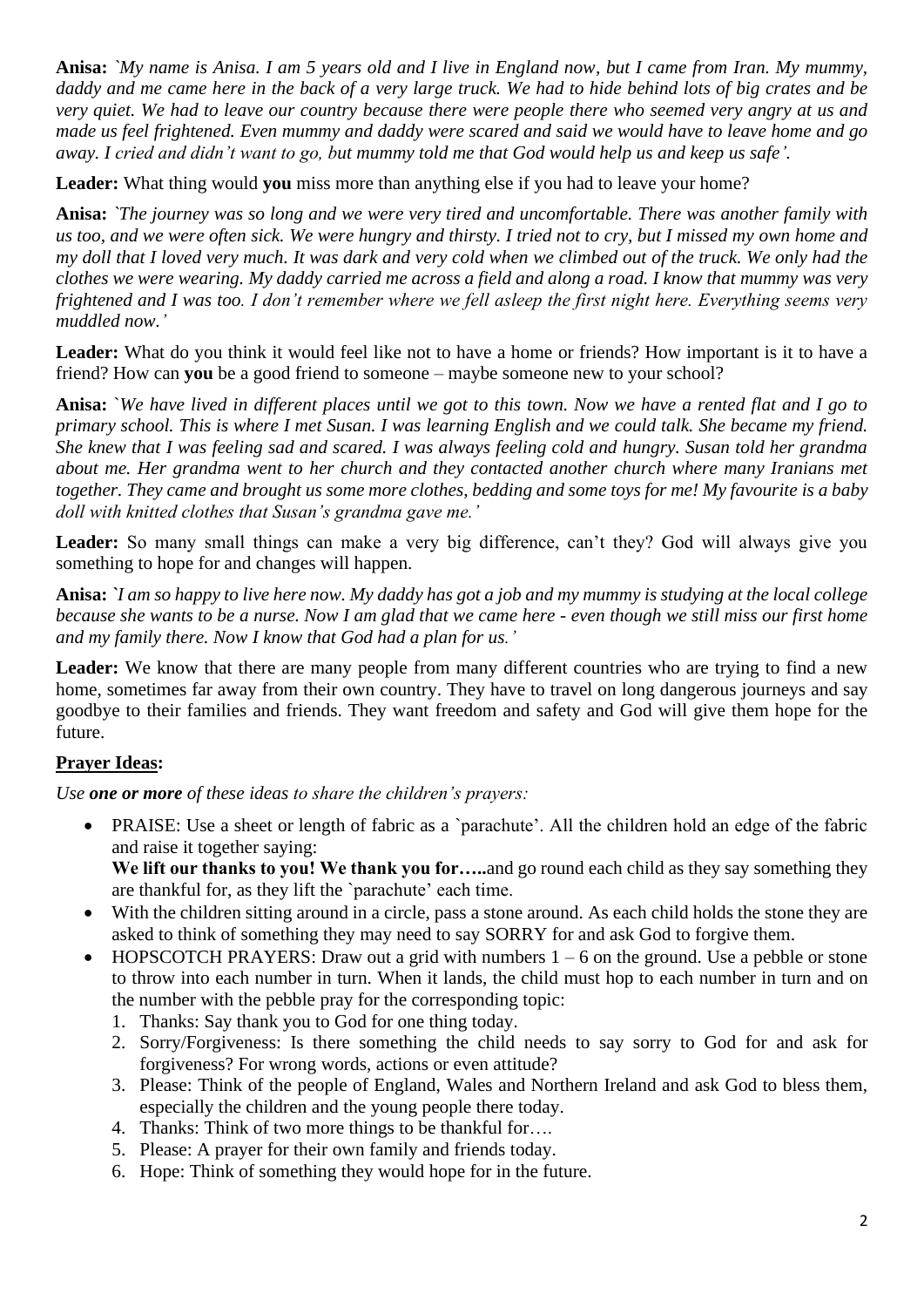**Anisa:** *`My name is Anisa. I am 5 years old and I live in England now, but I came from Iran. My mummy, daddy and me came here in the back of a very large truck. We had to hide behind lots of big crates and be very quiet. We had to leave our country because there were people there who seemed very angry at us and made us feel frightened. Even mummy and daddy were scared and said we would have to leave home and go away. I cried and didn't want to go, but mummy told me that God would help us and keep us safe'.*

**Leader:** What thing would **you** miss more than anything else if you had to leave your home?

**Anisa:** *`The journey was so long and we were very tired and uncomfortable. There was another family with us too, and we were often sick. We were hungry and thirsty. I tried not to cry, but I missed my own home and my doll that I loved very much. It was dark and very cold when we climbed out of the truck. We only had the clothes we were wearing. My daddy carried me across a field and along a road. I know that mummy was very frightened and I was too. I don't remember where we fell asleep the first night here. Everything seems very muddled now.'*

**Leader:** What do you think it would feel like not to have a home or friends? How important is it to have a friend? How can **you** be a good friend to someone – maybe someone new to your school?

**Anisa:** *`We have lived in different places until we got to this town. Now we have a rented flat and I go to primary school. This is where I met Susan. I was learning English and we could talk. She became my friend. She knew that I was feeling sad and scared. I was always feeling cold and hungry. Susan told her grandma about me. Her grandma went to her church and they contacted another church where many Iranians met together. They came and brought us some more clothes, bedding and some toys for me! My favourite is a baby doll with knitted clothes that Susan's grandma gave me.'*

**Leader:** So many small things can make a very big difference, can't they? God will always give you something to hope for and changes will happen.

**Anisa:** *`I am so happy to live here now. My daddy has got a job and my mummy is studying at the local college because she wants to be a nurse. Now I am glad that we came here - even though we still miss our first home and my family there. Now I know that God had a plan for us.'*

**Leader:** We know that there are many people from many different countries who are trying to find a new home, sometimes far away from their own country. They have to travel on long dangerous journeys and say goodbye to their families and friends. They want freedom and safety and God will give them hope for the future.

**Prayer Ideas:**

*Use **one or more** of these ideas to share the children's prayers:*

- PRAISE: Use a sheet or length of fabric as a `parachute'. All the children hold an edge of the fabric and raise it together saying:
  **We lift our thanks to you! We thank you for…..** and go round each child as they say something they are thankful for, as they lift the `parachute' each time.
- With the children sitting around in a circle, pass a stone around. As each child holds the stone they are asked to think of something they may need to say SORRY for and ask God to forgive them.
- HOPSCOTCH PRAYERS: Draw out a grid with numbers 1 – 6 on the ground. Use a pebble or stone to throw into each number in turn. When it lands, the child must hop to each number in turn and on the number with the pebble pray for the corresponding topic:
  1. Thanks: Say thank you to God for one thing today.
  2. Sorry/Forgiveness: Is there something the child needs to say sorry to God for and ask for forgiveness? For wrong words, actions or even attitude?
  3. Please: Think of the people of England, Wales and Northern Ireland and ask God to bless them, especially the children and the young people there today.
  4. Thanks: Think of two more things to be thankful for….
  5. Please: A prayer for their own family and friends today.
  6. Hope: Think of something they would hope for in the future.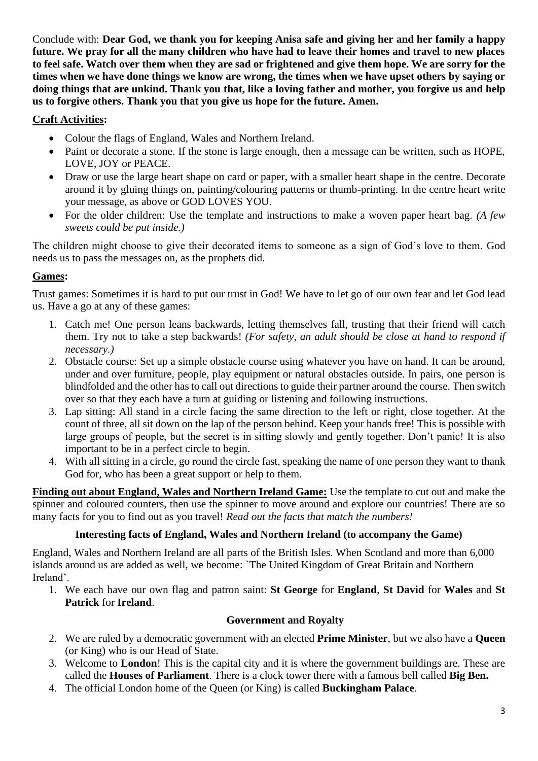Conclude with: **Dear God, we thank you for keeping Anisa safe and giving her and her family a happy future. We pray for all the many children who have had to leave their homes and travel to new places to feel safe. Watch over them when they are sad or frightened and give them hope. We are sorry for the times when we have done things we know are wrong, the times when we have upset others by saying or doing things that are unkind. Thank you that, like a loving father and mother, you forgive us and help us to forgive others. Thank you that you give us hope for the future. Amen.**

**Craft Activities:**

- Colour the flags of England, Wales and Northern Ireland.
- Paint or decorate a stone. If the stone is large enough, then a message can be written, such as HOPE, LOVE, JOY or PEACE.
- Draw or use the large heart shape on card or paper, with a smaller heart shape in the centre. Decorate around it by gluing things on, painting/colouring patterns or thumb-printing. In the centre heart write your message, as above or GOD LOVES YOU.
- For the older children: Use the template and instructions to make a woven paper heart bag. *(A few sweets could be put inside.)*

The children might choose to give their decorated items to someone as a sign of God's love to them. God needs us to pass the messages on, as the prophets did.

**Games:**

Trust games: Sometimes it is hard to put our trust in God! We have to let go of our own fear and let God lead us. Have a go at any of these games:

1. Catch me! One person leans backwards, letting themselves fall, trusting that their friend will catch them. Try not to take a step backwards! *(For safety, an adult should be close at hand to respond if necessary.)*
2. Obstacle course: Set up a simple obstacle course using whatever you have on hand. It can be around, under and over furniture, people, play equipment or natural obstacles outside. In pairs, one person is blindfolded and the other has to call out directions to guide their partner around the course. Then switch over so that they each have a turn at guiding or listening and following instructions.
3. Lap sitting: All stand in a circle facing the same direction to the left or right, close together. At the count of three, all sit down on the lap of the person behind. Keep your hands free! This is possible with large groups of people, but the secret is in sitting slowly and gently together. Don't panic! It is also important to be in a perfect circle to begin.
4. With all sitting in a circle, go round the circle fast, speaking the name of one person they want to thank God for, who has been a great support or help to them.

**Finding out about England, Wales and Northern Ireland Game:** Use the template to cut out and make the spinner and coloured counters, then use the spinner to move around and explore our countries! There are so many facts for you to find out as you travel! *Read out the facts that match the numbers!*

**Interesting facts of England, Wales and Northern Ireland (to accompany the Game)**

England, Wales and Northern Ireland are all parts of the British Isles. When Scotland and more than 6,000 islands around us are added as well, we become: `The United Kingdom of Great Britain and Northern Ireland'.

1. We each have our own flag and patron saint: **St George** for **England**, **St David** for **Wales** and **St Patrick** for **Ireland**.

**Government and Royalty**

2. We are ruled by a democratic government with an elected **Prime Minister**, but we also have a **Queen** (or King) who is our Head of State.
3. Welcome to **London**! This is the capital city and it is where the government buildings are. These are called the **Houses of Parliament**. There is a clock tower there with a famous bell called **Big Ben.**
4. The official London home of the Queen (or King) is called **Buckingham Palace**.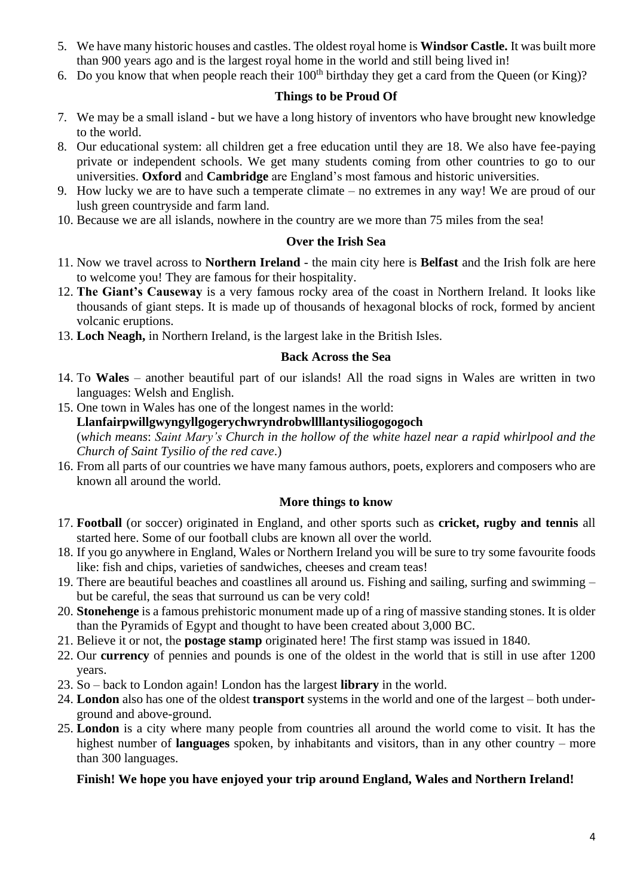5. We have many historic houses and castles. The oldest royal home is **Windsor Castle.** It was built more than 900 years ago and is the largest royal home in the world and still being lived in!
6. Do you know that when people reach their 100th birthday they get a card from the Queen (or King)?

### Things to be Proud Of

7. We may be a small island - but we have a long history of inventors who have brought new knowledge to the world.
8. Our educational system: all children get a free education until they are 18. We also have fee-paying private or independent schools. We get many students coming from other countries to go to our universities. **Oxford** and **Cambridge** are England's most famous and historic universities.
9. How lucky we are to have such a temperate climate – no extremes in any way! We are proud of our lush green countryside and farm land.
10. Because we are all islands, nowhere in the country are we more than 75 miles from the sea!

### Over the Irish Sea

11. Now we travel across to **Northern Ireland** - the main city here is **Belfast** and the Irish folk are here to welcome you! They are famous for their hospitality.
12. **The Giant's Causeway** is a very famous rocky area of the coast in Northern Ireland. It looks like thousands of giant steps. It is made up of thousands of hexagonal blocks of rock, formed by ancient volcanic eruptions.
13. **Loch Neagh,** in Northern Ireland, is the largest lake in the British Isles.

### Back Across the Sea

14. To **Wales** – another beautiful part of our islands! All the road signs in Wales are written in two languages: Welsh and English.
15. One town in Wales has one of the longest names in the world:
    **Llanfairpwillgwyngyllgogerychwryndrobwllllantysiliogogogoch**
    (*which means*: *Saint Mary's Church in the hollow of the white hazel near a rapid whirlpool and the Church of Saint Tysilio of the red cave*.)
16. From all parts of our countries we have many famous authors, poets, explorers and composers who are known all around the world.

### More things to know

17. **Football** (or soccer) originated in England, and other sports such as **cricket, rugby and tennis** all started here. Some of our football clubs are known all over the world.
18. If you go anywhere in England, Wales or Northern Ireland you will be sure to try some favourite foods like: fish and chips, varieties of sandwiches, cheeses and cream teas!
19. There are beautiful beaches and coastlines all around us. Fishing and sailing, surfing and swimming – but be careful, the seas that surround us can be very cold!
20. **Stonehenge** is a famous prehistoric monument made up of a ring of massive standing stones. It is older than the Pyramids of Egypt and thought to have been created about 3,000 BC.
21. Believe it or not, the **postage stamp** originated here! The first stamp was issued in 1840.
22. Our **currency** of pennies and pounds is one of the oldest in the world that is still in use after 1200 years.
23. So – back to London again! London has the largest **library** in the world.
24. **London** also has one of the oldest **transport** systems in the world and one of the largest – both under-ground and above-ground.
25. **London** is a city where many people from countries all around the world come to visit. It has the highest number of **languages** spoken, by inhabitants and visitors, than in any other country – more than 300 languages.

**Finish! We hope you have enjoyed your trip around England, Wales and Northern Ireland!**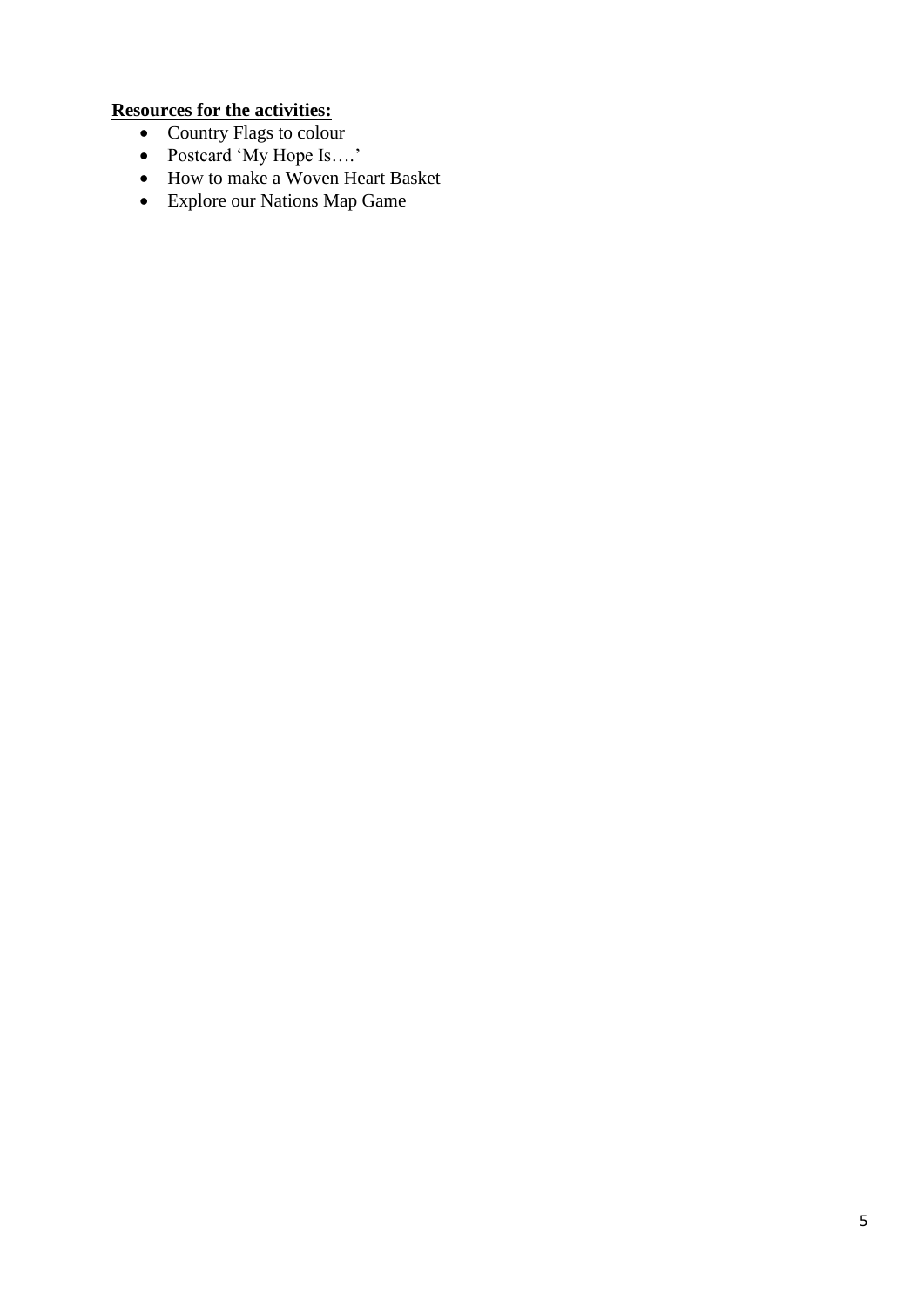**Resources for the activities:**

- Country Flags to colour
- Postcard 'My Hope Is….'
- How to make a Woven Heart Basket
- Explore our Nations Map Game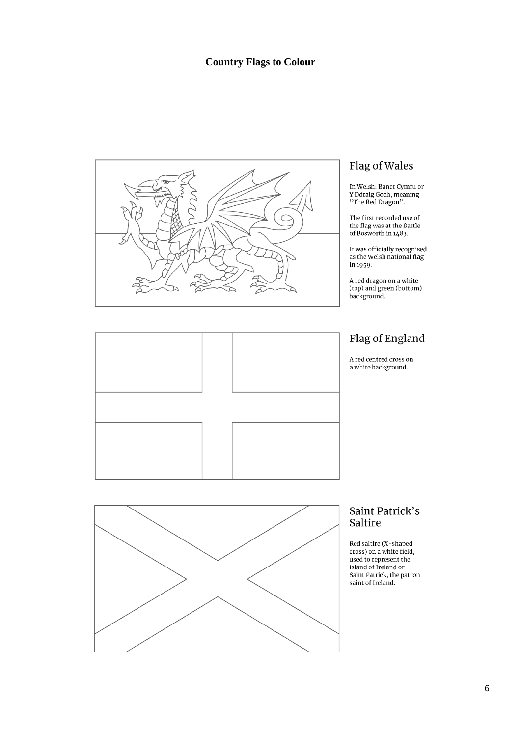# Country Flags to Colour

## Flag of Wales

In Welsh: Baner Cymru or Y Ddraig Goch, meaning "The Red Dragon".

The first recorded use of the flag was at the Battle of Bosworth in 1483.

It was officially recognised as the Welsh national flag in 1959.

A red dragon on a white (top) and green (bottom) background.

## Flag of England

A red centred cross on a white background.

## Saint Patrick's Saltire

Red saltire (X-shaped cross) on a white field, used to represent the island of Ireland or Saint Patrick, the patron saint of Ireland.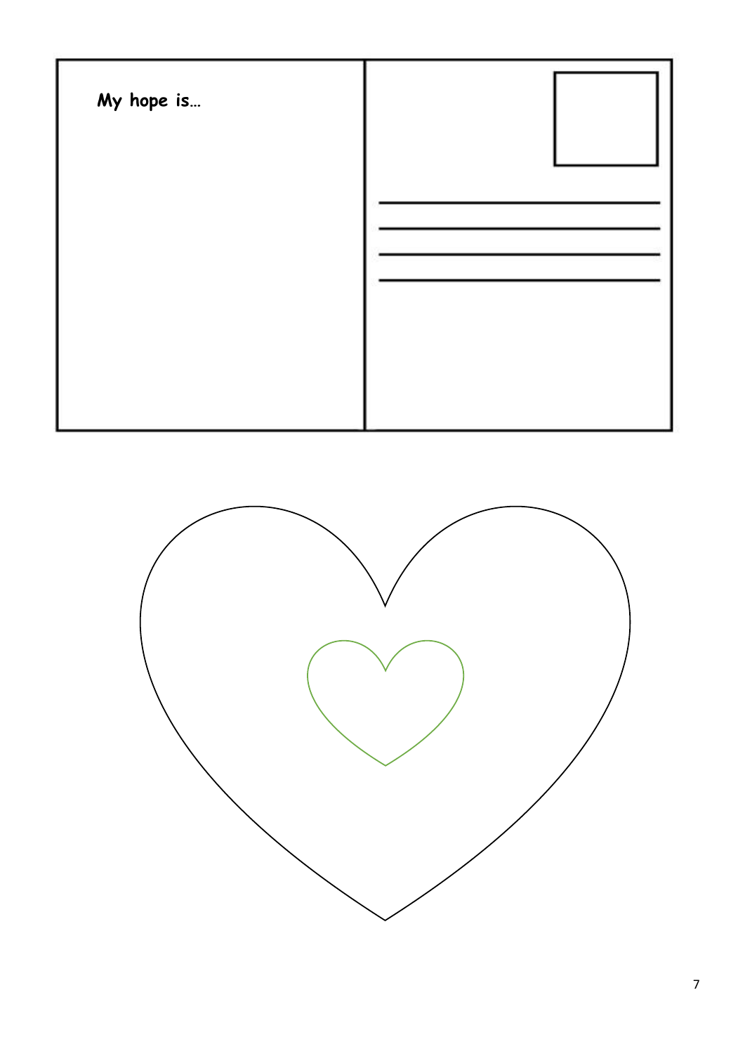**My hope is…**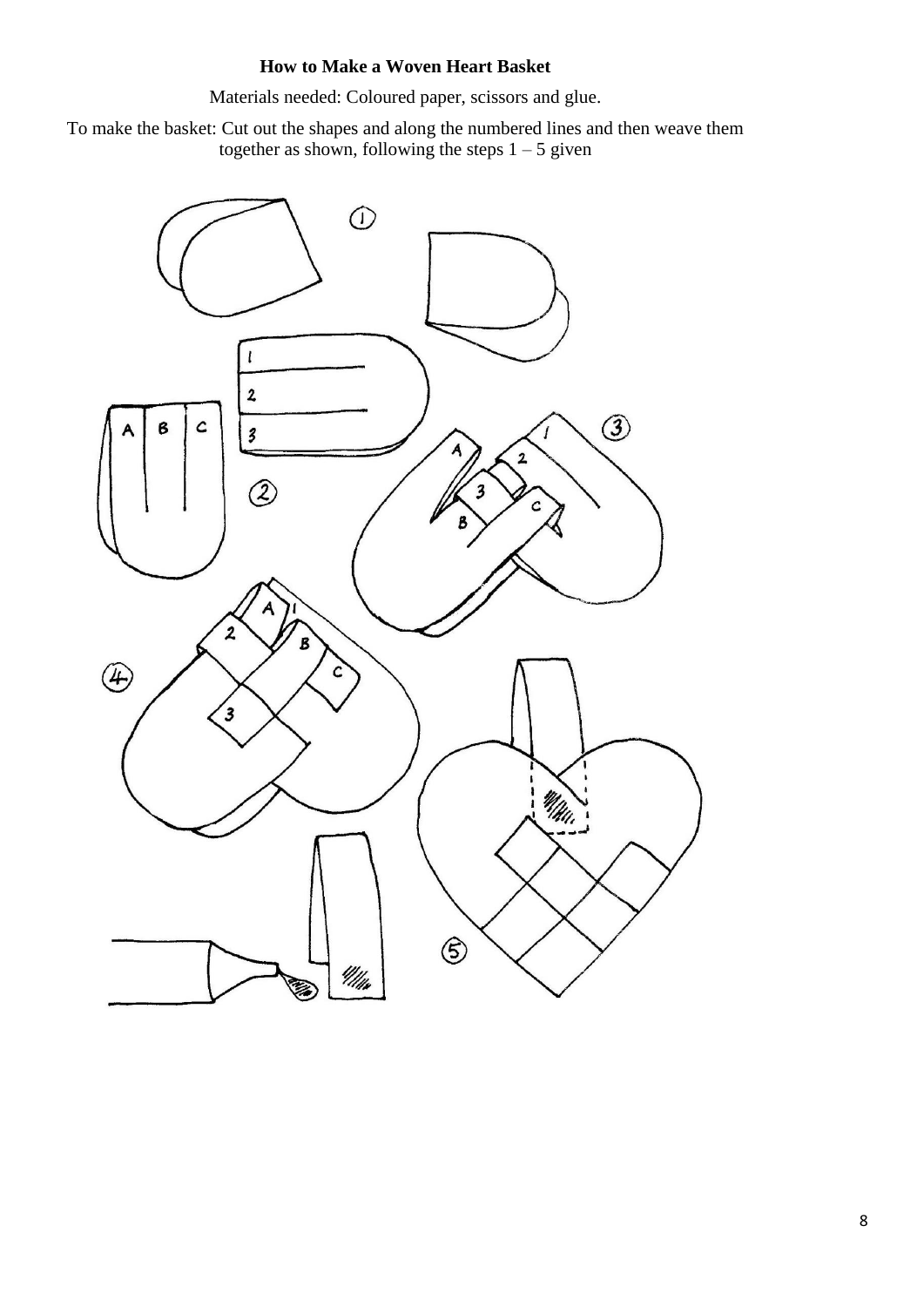**How to Make a Woven Heart Basket**

Materials needed: Coloured paper, scissors and glue.

To make the basket: Cut out the shapes and along the numbered lines and then weave them together as shown, following the steps 1 – 5 given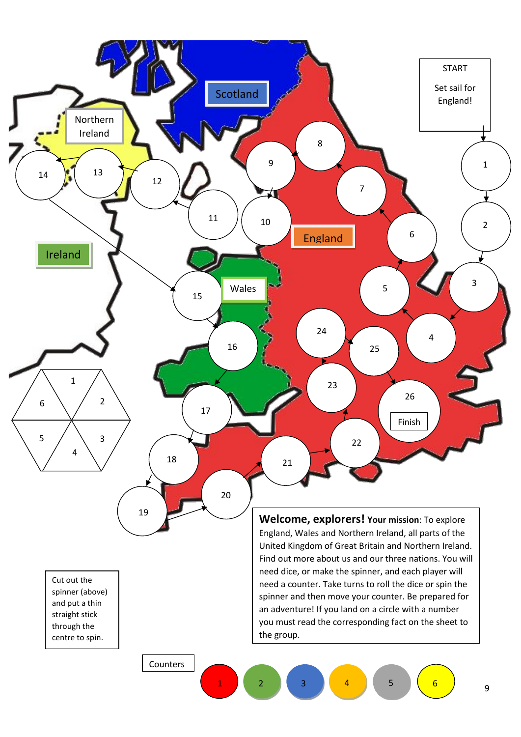START

Set sail for England!

Scotland

Northern Ireland

Ireland

England

Wales

1 2 3 4 5 6 7 8 9 10 11 12 13 14 15 16 17 18 19 20 21 22 23 24 25 26

Finish

**Welcome, explorers! Your mission**: To explore England, Wales and Northern Ireland, all parts of the United Kingdom of Great Britain and Northern Ireland. Find out more about us and our three nations. You will need dice, or make the spinner, and each player will need a counter. Take turns to roll the dice or spin the spinner and then move your counter. Be prepared for an adventure! If you land on a circle with a number you must read the corresponding fact on the sheet to the group.

Cut out the spinner (above) and put a thin straight stick through the centre to spin.

Counters

1 2 3 4 5 6